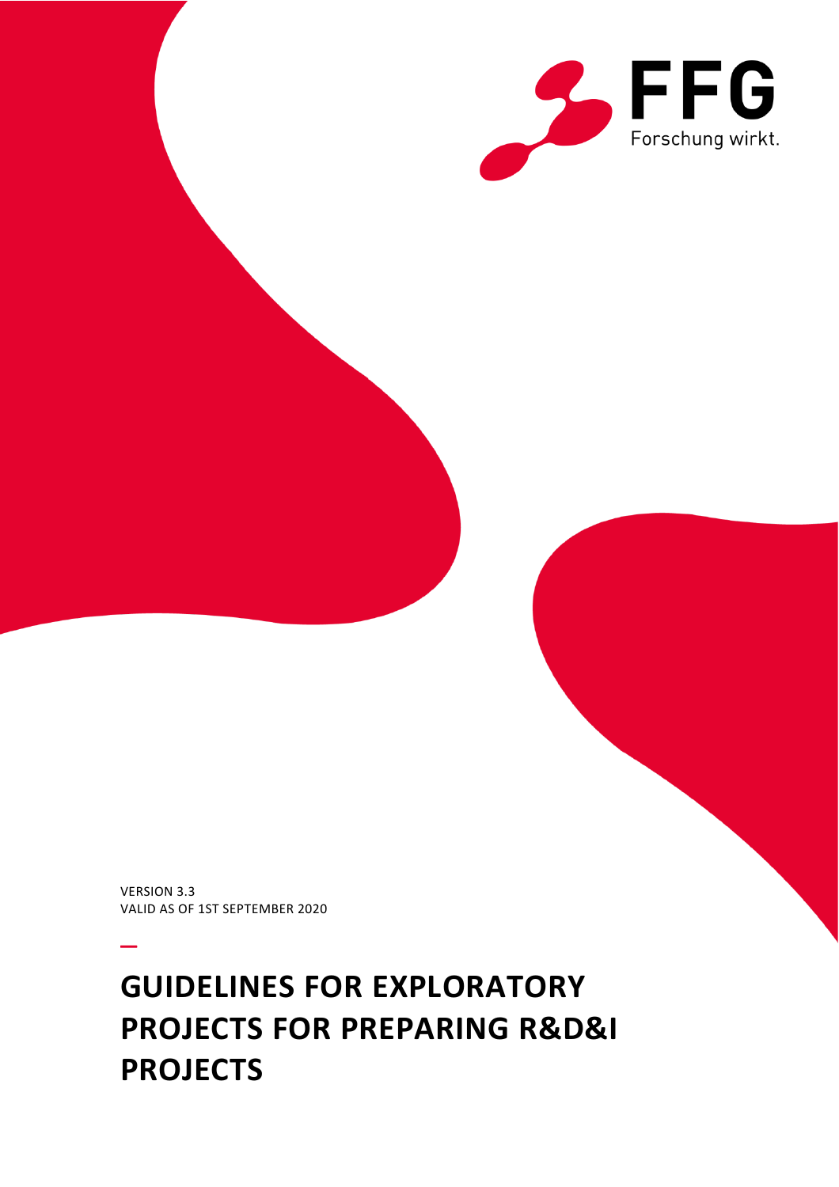FFG

Forschung wirkt.

VERSION 3.3
VALID AS OF 1ST SEPTEMBER 2020

# GUIDELINES FOR EXPLORATORY PROJECTS FOR PREPARING R&D&I PROJECTS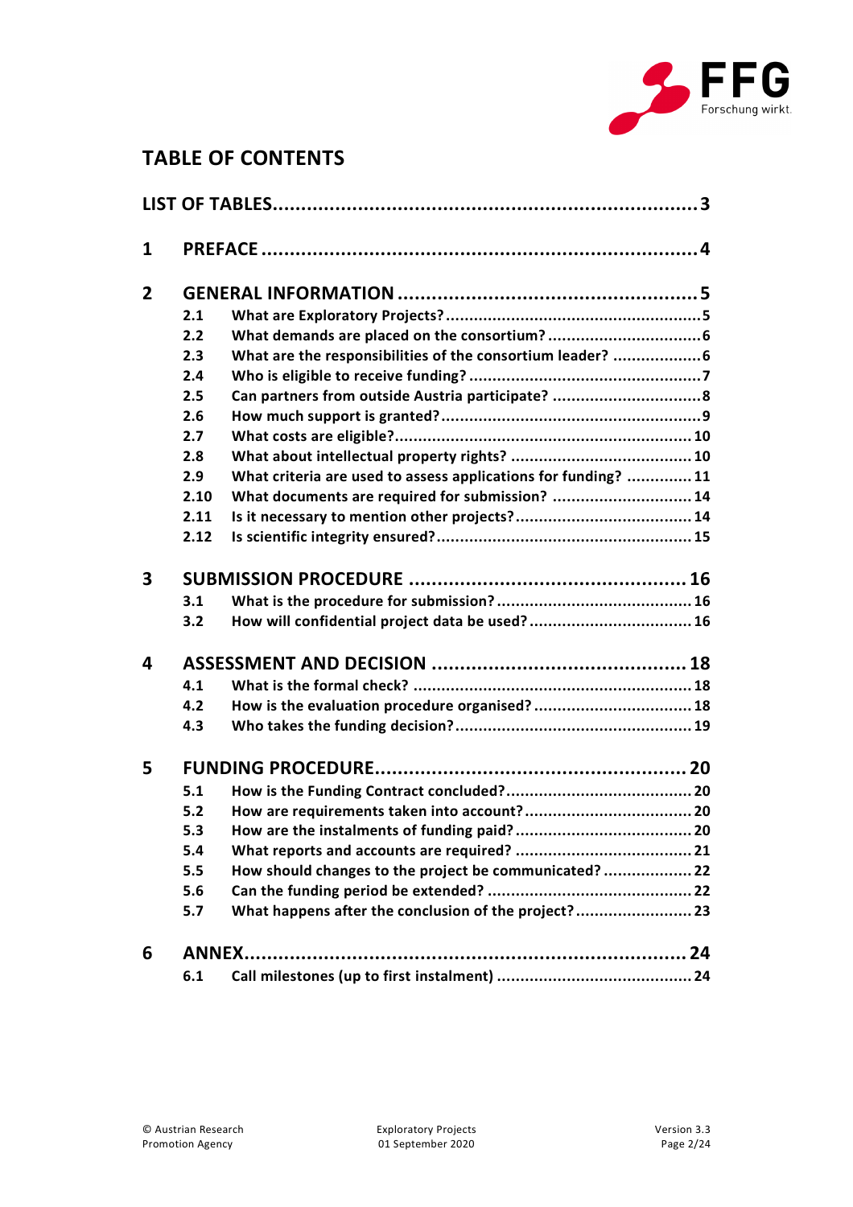# TABLE OF CONTENTS

**LIST OF TABLES** .......... 3

**1 PREFACE** .......... 4

**2 GENERAL INFORMATION** .......... 5

- 2.1 What are Exploratory Projects? .......... 5
- 2.2 What demands are placed on the consortium? .......... 6
- 2.3 What are the responsibilities of the consortium leader? .......... 6
- 2.4 Who is eligible to receive funding? .......... 7
- 2.5 Can partners from outside Austria participate? .......... 8
- 2.6 How much support is granted? .......... 9
- 2.7 What costs are eligible? .......... 10
- 2.8 What about intellectual property rights? .......... 10
- 2.9 What criteria are used to assess applications for funding? .......... 11
- 2.10 What documents are required for submission? .......... 14
- 2.11 Is it necessary to mention other projects? .......... 14
- 2.12 Is scientific integrity ensured? .......... 15

**3 SUBMISSION PROCEDURE** .......... 16

- 3.1 What is the procedure for submission? .......... 16
- 3.2 How will confidential project data be used? .......... 16

**4 ASSESSMENT AND DECISION** .......... 18

- 4.1 What is the formal check? .......... 18
- 4.2 How is the evaluation procedure organised? .......... 18
- 4.3 Who takes the funding decision? .......... 19

**5 FUNDING PROCEDURE** .......... 20

- 5.1 How is the Funding Contract concluded? .......... 20
- 5.2 How are requirements taken into account? .......... 20
- 5.3 How are the instalments of funding paid? .......... 20
- 5.4 What reports and accounts are required? .......... 21
- 5.5 How should changes to the project be communicated? .......... 22
- 5.6 Can the funding period be extended? .......... 22
- 5.7 What happens after the conclusion of the project? .......... 23

**6 ANNEX** .......... 24

- 6.1 Call milestones (up to first instalment) .......... 24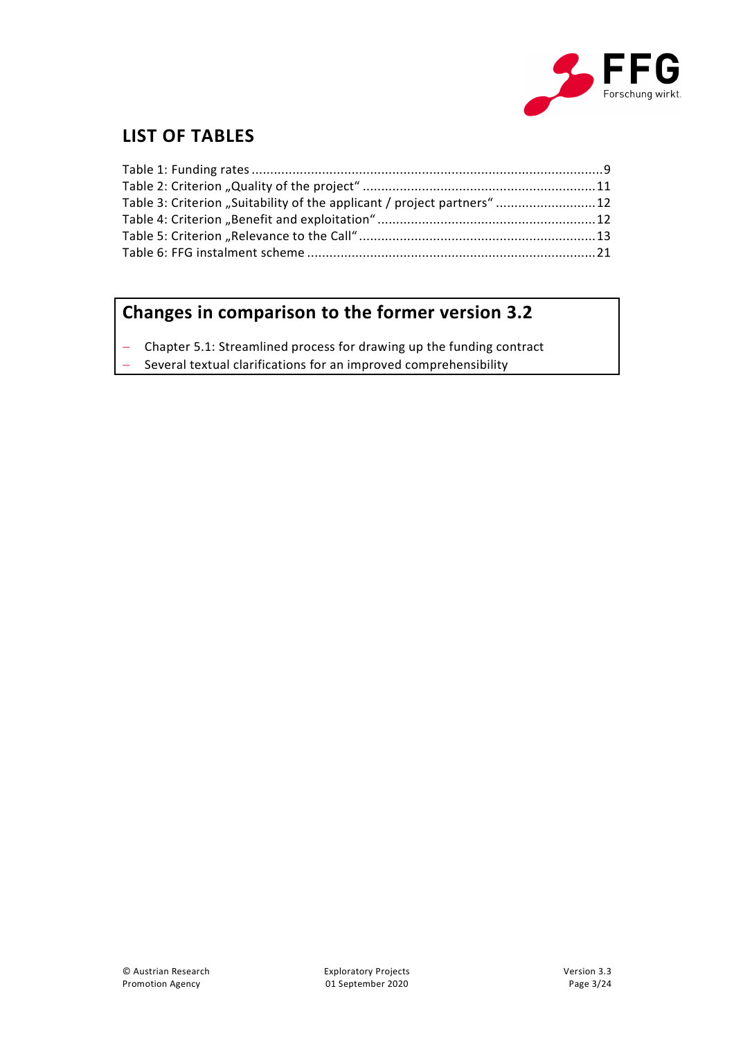# LIST OF TABLES

Table 1: Funding rates ....................................................................................................9
Table 2: Criterion „Quality of the project“ .......................................................................11
Table 3: Criterion „Suitability of the applicant / project partners“ ..................................12
Table 4: Criterion „Benefit and exploitation“ ..................................................................12
Table 5: Criterion „Relevance to the Call“ ......................................................................13
Table 6: FFG instalment scheme .....................................................................................21

## Changes in comparison to the former version 3.2

- Chapter 5.1: Streamlined process for drawing up the funding contract
- Several textual clarifications for an improved comprehensibility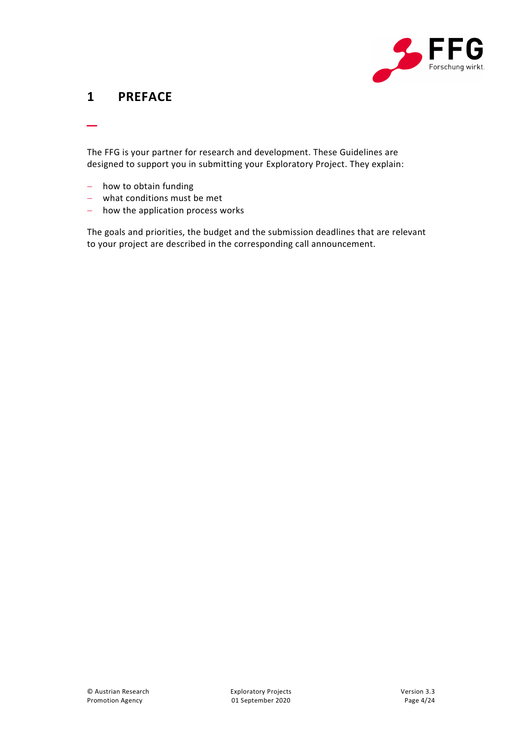# 1 PREFACE

The FFG is your partner for research and development. These Guidelines are designed to support you in submitting your Exploratory Project. They explain:

- how to obtain funding
- what conditions must be met
- how the application process works

The goals and priorities, the budget and the submission deadlines that are relevant to your project are described in the corresponding call announcement.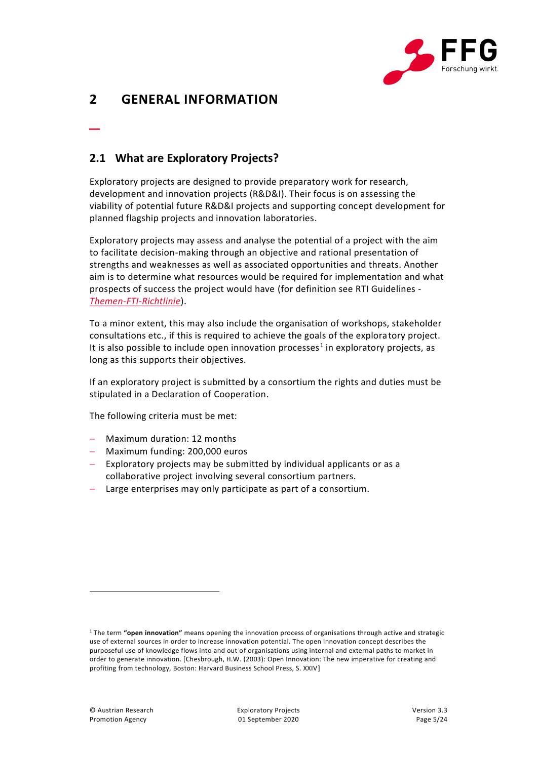# 2 GENERAL INFORMATION

## 2.1 What are Exploratory Projects?

Exploratory projects are designed to provide preparatory work for research, development and innovation projects (R&D&I). Their focus is on assessing the viability of potential future R&D&I projects and supporting concept development for planned flagship projects and innovation laboratories.

Exploratory projects may assess and analyse the potential of a project with the aim to facilitate decision-making through an objective and rational presentation of strengths and weaknesses as well as associated opportunities and threats. Another aim is to determine what resources would be required for implementation and what prospects of success the project would have (for definition see RTI Guidelines - *Themen-FTI-Richtlinie*).

To a minor extent, this may also include the organisation of workshops, stakeholder consultations etc., if this is required to achieve the goals of the exploratory project. It is also possible to include open innovation processes[1] in exploratory projects, as long as this supports their objectives.

If an exploratory project is submitted by a consortium the rights and duties must be stipulated in a Declaration of Cooperation.

The following criteria must be met:

- Maximum duration: 12 months
- Maximum funding: 200,000 euros
- Exploratory projects may be submitted by individual applicants or as a collaborative project involving several consortium partners.
- Large enterprises may only participate as part of a consortium.

---

[1] The term **"open innovation"** means opening the innovation process of organisations through active and strategic use of external sources in order to increase innovation potential. The open innovation concept describes the purposeful use of knowledge flows into and out of organisations using internal and external paths to market in order to generate innovation. [Chesbrough, H.W. (2003): Open Innovation: The new imperative for creating and profiting from technology, Boston: Harvard Business School Press, S. XXIV]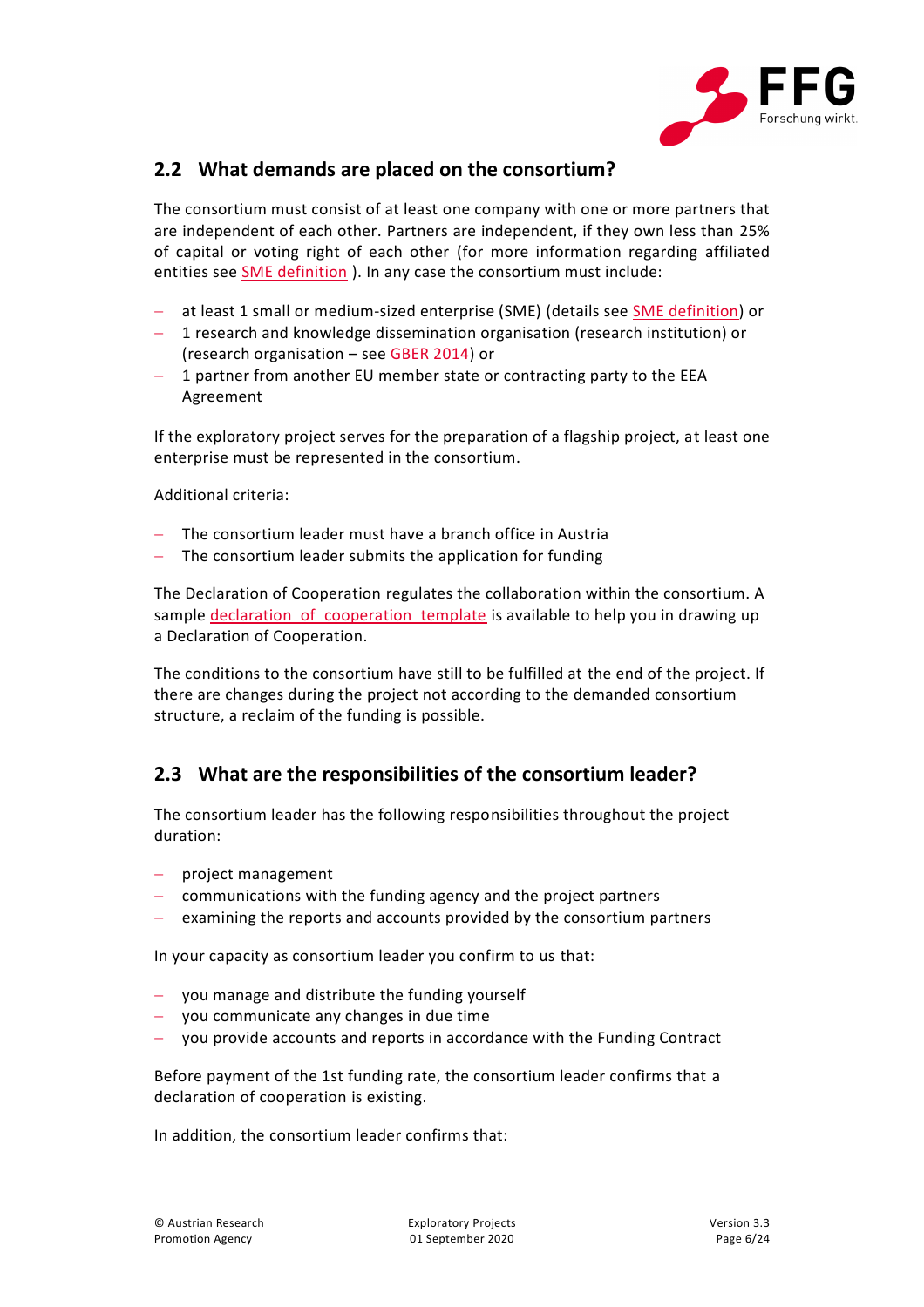## 2.2 What demands are placed on the consortium?

The consortium must consist of at least one company with one or more partners that are independent of each other. Partners are independent, if they own less than 25% of capital or voting right of each other (for more information regarding affiliated entities see SME definition ). In any case the consortium must include:

- at least 1 small or medium-sized enterprise (SME) (details see SME definition) or
- 1 research and knowledge dissemination organisation (research institution) or (research organisation – see GBER 2014) or
- 1 partner from another EU member state or contracting party to the EEA Agreement

If the exploratory project serves for the preparation of a flagship project, at least one enterprise must be represented in the consortium.

Additional criteria:

- The consortium leader must have a branch office in Austria
- The consortium leader submits the application for funding

The Declaration of Cooperation regulates the collaboration within the consortium. A sample declaration of cooperation template is available to help you in drawing up a Declaration of Cooperation.

The conditions to the consortium have still to be fulfilled at the end of the project. If there are changes during the project not according to the demanded consortium structure, a reclaim of the funding is possible.

## 2.3 What are the responsibilities of the consortium leader?

The consortium leader has the following responsibilities throughout the project duration:

- project management
- communications with the funding agency and the project partners
- examining the reports and accounts provided by the consortium partners

In your capacity as consortium leader you confirm to us that:

- you manage and distribute the funding yourself
- you communicate any changes in due time
- you provide accounts and reports in accordance with the Funding Contract

Before payment of the 1st funding rate, the consortium leader confirms that a declaration of cooperation is existing.

In addition, the consortium leader confirms that: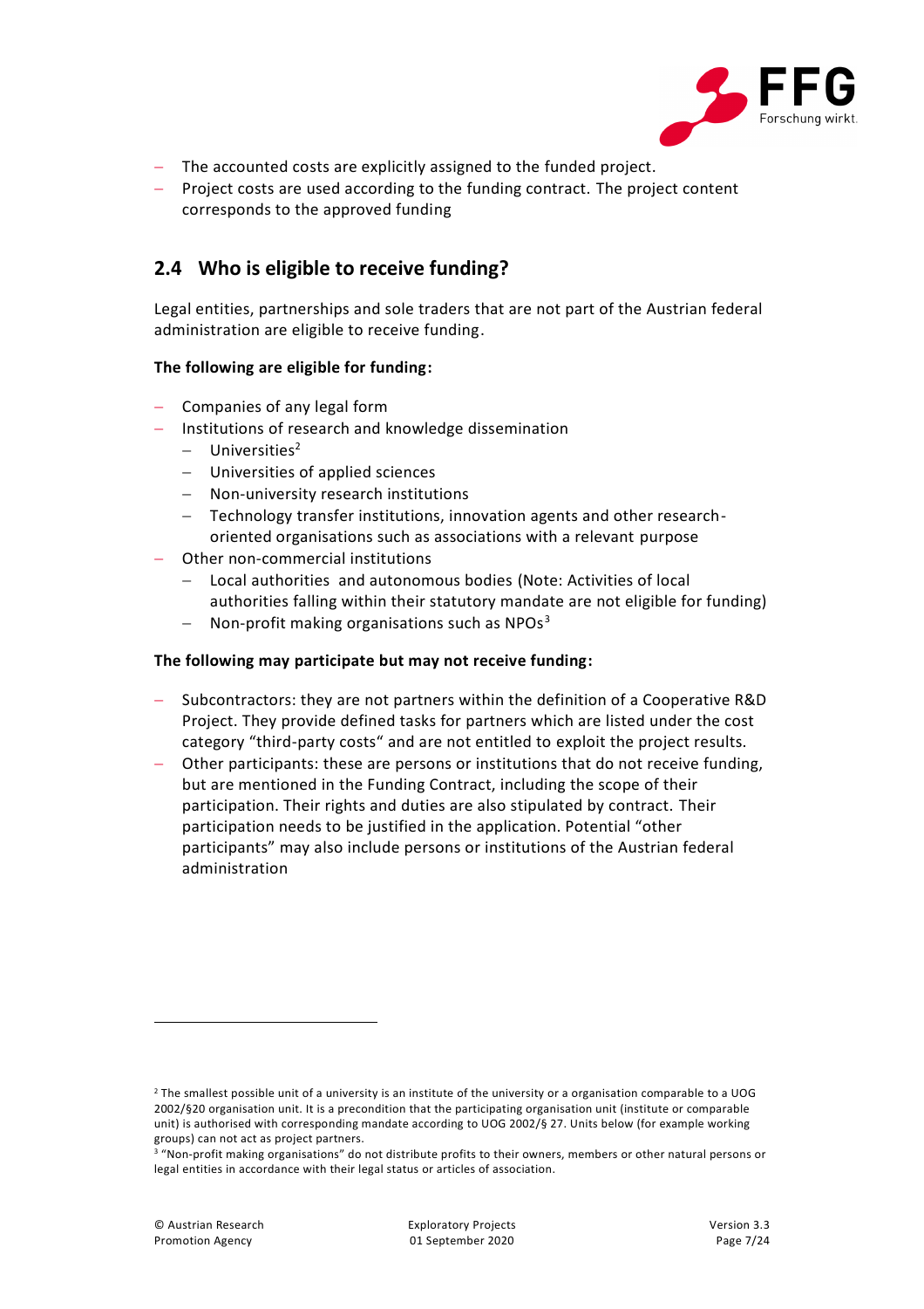- The accounted costs are explicitly assigned to the funded project.
- Project costs are used according to the funding contract. The project content corresponds to the approved funding

## 2.4 Who is eligible to receive funding?

Legal entities, partnerships and sole traders that are not part of the Austrian federal administration are eligible to receive funding.

**The following are eligible for funding:**

- Companies of any legal form
- Institutions of research and knowledge dissemination
  - Universities[2]
  - Universities of applied sciences
  - Non-university research institutions
  - Technology transfer institutions, innovation agents and other research-oriented organisations such as associations with a relevant purpose
- Other non-commercial institutions
  - Local authorities and autonomous bodies (Note: Activities of local authorities falling within their statutory mandate are not eligible for funding)
  - Non-profit making organisations such as NPOs[3]

**The following may participate but may not receive funding:**

- Subcontractors: they are not partners within the definition of a Cooperative R&D Project. They provide defined tasks for partners which are listed under the cost category "third-party costs" and are not entitled to exploit the project results.
- Other participants: these are persons or institutions that do not receive funding, but are mentioned in the Funding Contract, including the scope of their participation. Their rights and duties are also stipulated by contract. Their participation needs to be justified in the application. Potential "other participants" may also include persons or institutions of the Austrian federal administration

---

[2] The smallest possible unit of a university is an institute of the university or a organisation comparable to a UOG 2002/§20 organisation unit. It is a precondition that the participating organisation unit (institute or comparable unit) is authorised with corresponding mandate according to UOG 2002/§ 27. Units below (for example working groups) can not act as project partners.

[3] "Non-profit making organisations" do not distribute profits to their owners, members or other natural persons or legal entities in accordance with their legal status or articles of association.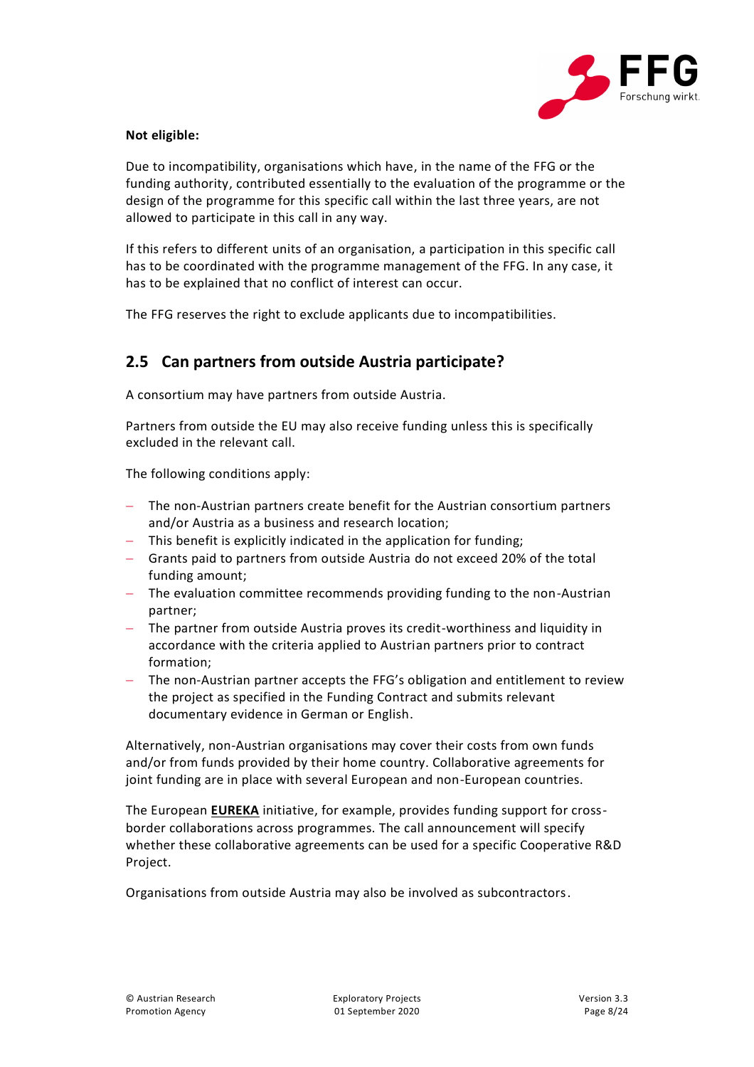**Not eligible:**

Due to incompatibility, organisations which have, in the name of the FFG or the funding authority, contributed essentially to the evaluation of the programme or the design of the programme for this specific call within the last three years, are not allowed to participate in this call in any way.

If this refers to different units of an organisation, a participation in this specific call has to be coordinated with the programme management of the FFG. In any case, it has to be explained that no conflict of interest can occur.

The FFG reserves the right to exclude applicants due to incompatibilities.

## 2.5 Can partners from outside Austria participate?

A consortium may have partners from outside Austria.

Partners from outside the EU may also receive funding unless this is specifically excluded in the relevant call.

The following conditions apply:

- The non-Austrian partners create benefit for the Austrian consortium partners and/or Austria as a business and research location;
- This benefit is explicitly indicated in the application for funding;
- Grants paid to partners from outside Austria do not exceed 20% of the total funding amount;
- The evaluation committee recommends providing funding to the non-Austrian partner;
- The partner from outside Austria proves its credit-worthiness and liquidity in accordance with the criteria applied to Austrian partners prior to contract formation;
- The non-Austrian partner accepts the FFG's obligation and entitlement to review the project as specified in the Funding Contract and submits relevant documentary evidence in German or English.

Alternatively, non-Austrian organisations may cover their costs from own funds and/or from funds provided by their home country. Collaborative agreements for joint funding are in place with several European and non-European countries.

The European **EUREKA** initiative, for example, provides funding support for cross-border collaborations across programmes. The call announcement will specify whether these collaborative agreements can be used for a specific Cooperative R&D Project.

Organisations from outside Austria may also be involved as subcontractors.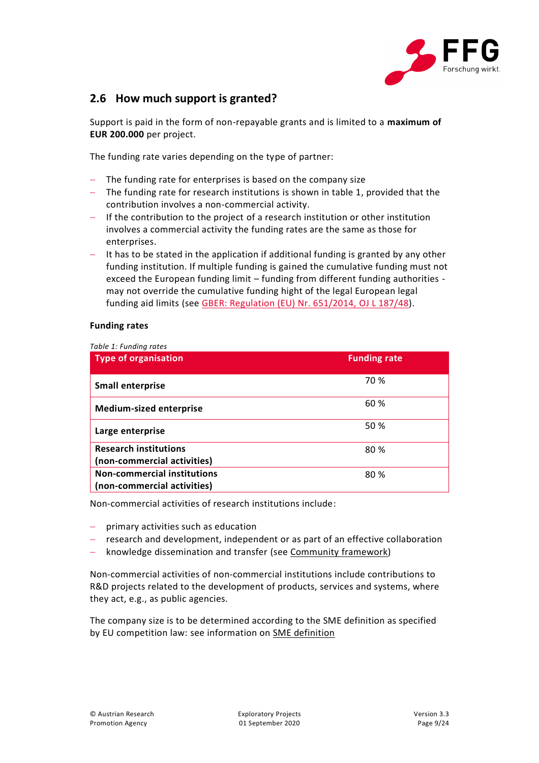## 2.6 How much support is granted?

Support is paid in the form of non-repayable grants and is limited to a **maximum of EUR 200.000** per project.

The funding rate varies depending on the type of partner:

- The funding rate for enterprises is based on the company size
- The funding rate for research institutions is shown in table 1, provided that the contribution involves a non-commercial activity.
- If the contribution to the project of a research institution or other institution involves a commercial activity the funding rates are the same as those for enterprises.
- It has to be stated in the application if additional funding is granted by any other funding institution. If multiple funding is gained the cumulative funding must not exceed the European funding limit – funding from different funding authorities - may not override the cumulative funding hight of the legal European legal funding aid limits (see GBER: Regulation (EU) Nr. 651/2014, OJ L 187/48).

**Funding rates**

*Table 1: Funding rates*

| Type of organisation | Funding rate |
|---|---|
| **Small enterprise** | 70 % |
| **Medium-sized enterprise** | 60 % |
| **Large enterprise** | 50 % |
| **Research institutions (non-commercial activities)** | 80 % |
| **Non-commercial institutions (non-commercial activities)** | 80 % |

Non-commercial activities of research institutions include:

- primary activities such as education
- research and development, independent or as part of an effective collaboration
- knowledge dissemination and transfer (see Community framework)

Non-commercial activities of non-commercial institutions include contributions to R&D projects related to the development of products, services and systems, where they act, e.g., as public agencies.

The company size is to be determined according to the SME definition as specified by EU competition law: see information on SME definition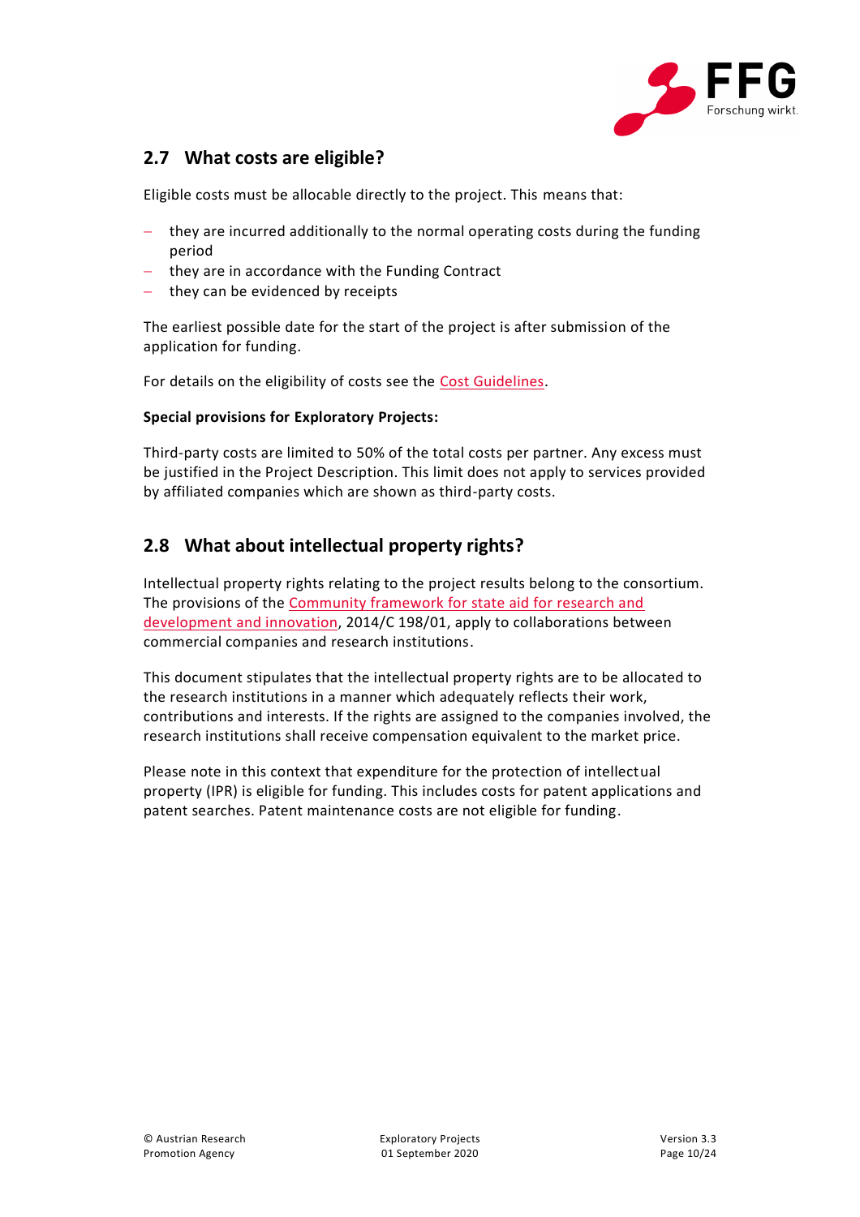## 2.7 What costs are eligible?

Eligible costs must be allocable directly to the project. This means that:

- they are incurred additionally to the normal operating costs during the funding period
- they are in accordance with the Funding Contract
- they can be evidenced by receipts

The earliest possible date for the start of the project is after submission of the application for funding.

For details on the eligibility of costs see the Cost Guidelines.

**Special provisions for Exploratory Projects:**

Third-party costs are limited to 50% of the total costs per partner. Any excess must be justified in the Project Description. This limit does not apply to services provided by affiliated companies which are shown as third-party costs.

## 2.8 What about intellectual property rights?

Intellectual property rights relating to the project results belong to the consortium. The provisions of the Community framework for state aid for research and development and innovation, 2014/C 198/01, apply to collaborations between commercial companies and research institutions.

This document stipulates that the intellectual property rights are to be allocated to the research institutions in a manner which adequately reflects their work, contributions and interests. If the rights are assigned to the companies involved, the research institutions shall receive compensation equivalent to the market price.

Please note in this context that expenditure for the protection of intellectual property (IPR) is eligible for funding. This includes costs for patent applications and patent searches. Patent maintenance costs are not eligible for funding.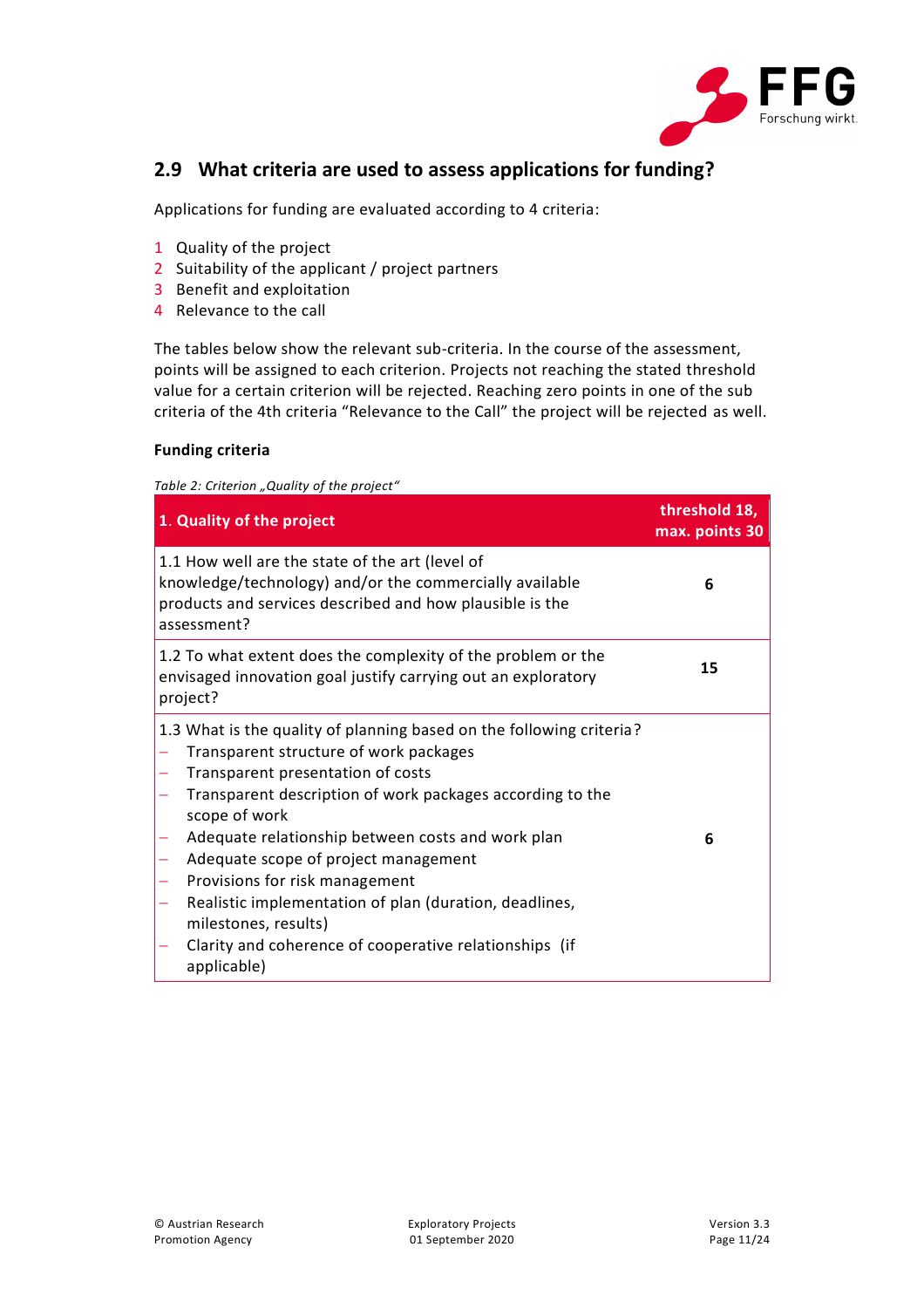## 2.9 What criteria are used to assess applications for funding?

Applications for funding are evaluated according to 4 criteria:

1. Quality of the project
2. Suitability of the applicant / project partners
3. Benefit and exploitation
4. Relevance to the call

The tables below show the relevant sub-criteria. In the course of the assessment, points will be assigned to each criterion. Projects not reaching the stated threshold value for a certain criterion will be rejected. Reaching zero points in one of the sub criteria of the 4th criteria "Relevance to the Call" the project will be rejected as well.

**Funding criteria**

*Table 2: Criterion „Quality of the project"*

| **1. Quality of the project** | **threshold 18, max. points 30** |
| --- | --- |
| 1.1 How well are the state of the art (level of knowledge/technology) and/or the commercially available products and services described and how plausible is the assessment? | **6** |
| 1.2 To what extent does the complexity of the problem or the envisaged innovation goal justify carrying out an exploratory project? | **15** |
| 1.3 What is the quality of planning based on the following criteria?<br>– Transparent structure of work packages<br>– Transparent presentation of costs<br>– Transparent description of work packages according to the scope of work<br>– Adequate relationship between costs and work plan<br>– Adequate scope of project management<br>– Provisions for risk management<br>– Realistic implementation of plan (duration, deadlines, milestones, results)<br>– Clarity and coherence of cooperative relationships (if applicable) | **6** |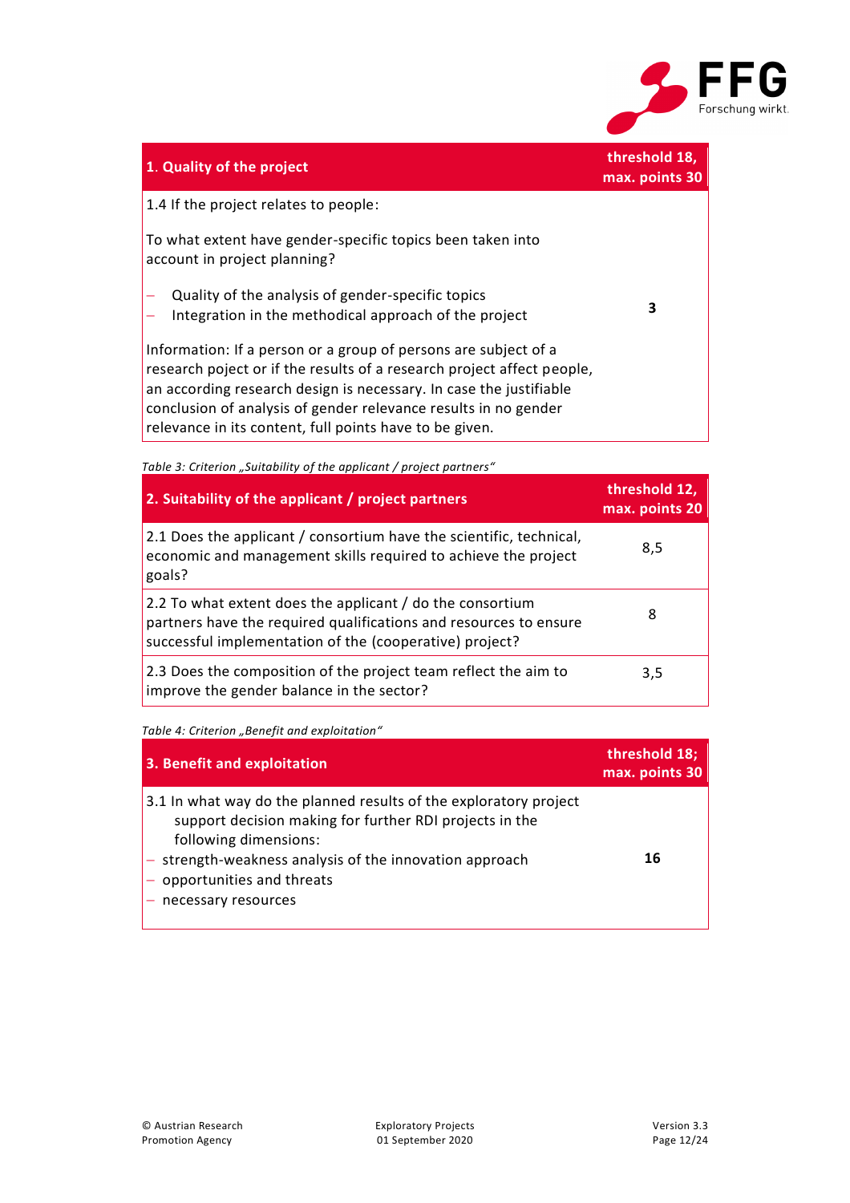| 1. Quality of the project | threshold 18, max. points 30 |
|---|---|
| 1.4 If the project relates to people:<br><br>To what extent have gender-specific topics been taken into account in project planning?<br><br>– Quality of the analysis of gender-specific topics<br>– Integration in the methodical approach of the project<br><br>Information: If a person or a group of persons are subject of a research poject or if the results of a research project affect people, an according research design is necessary. In case the justifiable conclusion of analysis of gender relevance results in no gender relevance in its content, full points have to be given. | **3** |

*Table 3: Criterion „Suitability of the applicant / project partners“*

| 2. Suitability of the applicant / project partners | threshold 12, max. points 20 |
|---|---|
| 2.1 Does the applicant / consortium have the scientific, technical, economic and management skills required to achieve the project goals? | 8,5 |
| 2.2 To what extent does the applicant / do the consortium partners have the required qualifications and resources to ensure successful implementation of the (cooperative) project? | 8 |
| 2.3 Does the composition of the project team reflect the aim to improve the gender balance in the sector? | 3,5 |

*Table 4: Criterion „Benefit and exploitation“*

| 3. Benefit and exploitation | threshold 18; max. points 30 |
|---|---|
| 3.1 In what way do the planned results of the exploratory project support decision making for further RDI projects in the following dimensions:<br>– strength-weakness analysis of the innovation approach<br>– opportunities and threats<br>– necessary resources | **16** |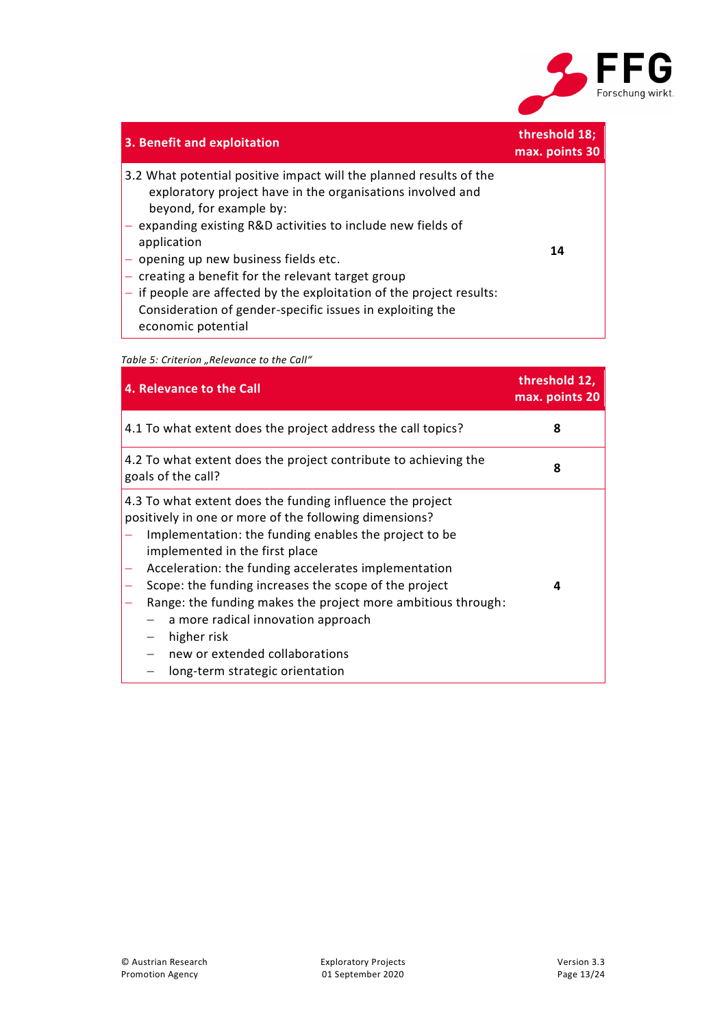| 3. Benefit and exploitation | threshold 18; max. points 30 |
|---|---|
| 3.2 What potential positive impact will the planned results of the exploratory project have in the organisations involved and beyond, for example by:<br>– expanding existing R&D activities to include new fields of application<br>– opening up new business fields etc.<br>– creating a benefit for the relevant target group<br>– if people are affected by the exploitation of the project results: Consideration of gender-specific issues in exploiting the economic potential | **14** |

*Table 5: Criterion „Relevance to the Call"*

| 4. Relevance to the Call | threshold 12, max. points 20 |
|---|---|
| 4.1 To what extent does the project address the call topics? | **8** |
| 4.2 To what extent does the project contribute to achieving the goals of the call? | **8** |
| 4.3 To what extent does the funding influence the project positively in one or more of the following dimensions?<br>– Implementation: the funding enables the project to be implemented in the first place<br>– Acceleration: the funding accelerates implementation<br>– Scope: the funding increases the scope of the project<br>– Range: the funding makes the project more ambitious through:<br>&nbsp;&nbsp;&nbsp;&nbsp;– a more radical innovation approach<br>&nbsp;&nbsp;&nbsp;&nbsp;– higher risk<br>&nbsp;&nbsp;&nbsp;&nbsp;– new or extended collaborations<br>&nbsp;&nbsp;&nbsp;&nbsp;– long-term strategic orientation | **4** |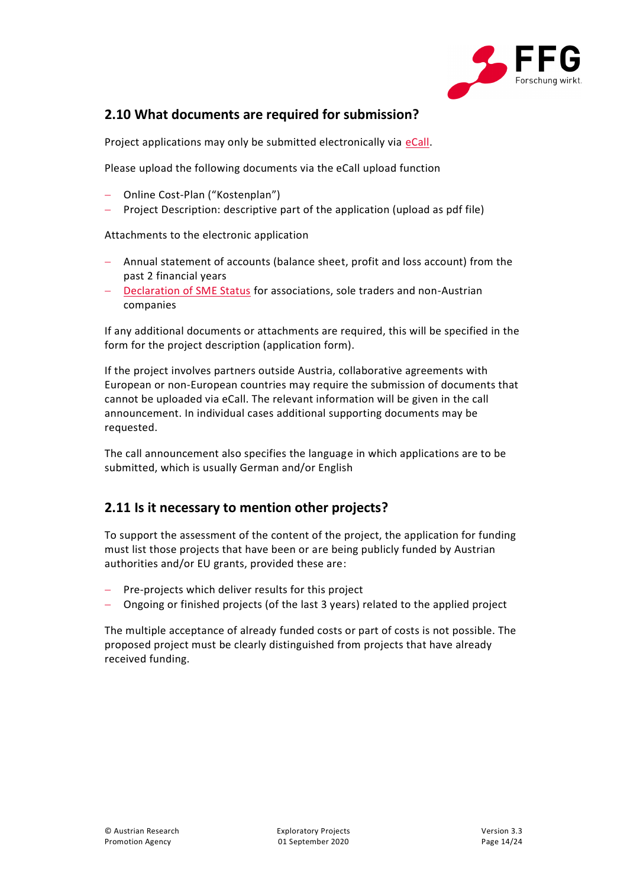## 2.10 What documents are required for submission?

Project applications may only be submitted electronically via eCall.

Please upload the following documents via the eCall upload function

- Online Cost-Plan ("Kostenplan")
- Project Description: descriptive part of the application (upload as pdf file)

Attachments to the electronic application

- Annual statement of accounts (balance sheet, profit and loss account) from the past 2 financial years
- Declaration of SME Status for associations, sole traders and non-Austrian companies

If any additional documents or attachments are required, this will be specified in the form for the project description (application form).

If the project involves partners outside Austria, collaborative agreements with European or non-European countries may require the submission of documents that cannot be uploaded via eCall. The relevant information will be given in the call announcement. In individual cases additional supporting documents may be requested.

The call announcement also specifies the language in which applications are to be submitted, which is usually German and/or English

## 2.11 Is it necessary to mention other projects?

To support the assessment of the content of the project, the application for funding must list those projects that have been or are being publicly funded by Austrian authorities and/or EU grants, provided these are:

- Pre-projects which deliver results for this project
- Ongoing or finished projects (of the last 3 years) related to the applied project

The multiple acceptance of already funded costs or part of costs is not possible. The proposed project must be clearly distinguished from projects that have already received funding.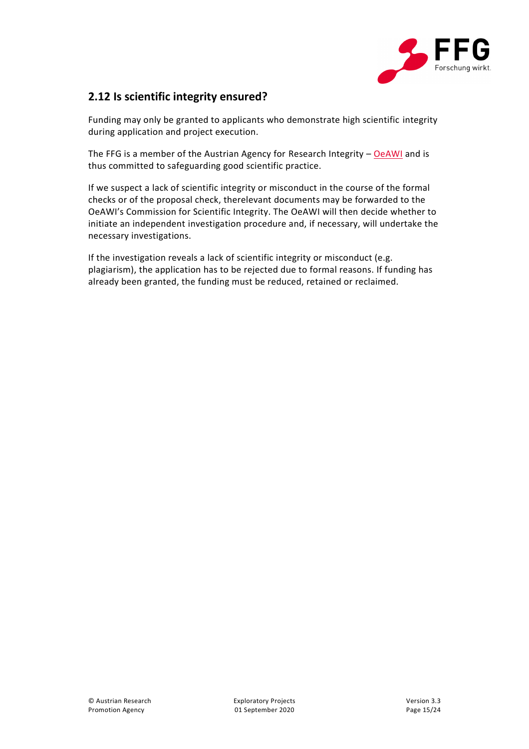## 2.12 Is scientific integrity ensured?

Funding may only be granted to applicants who demonstrate high scientific integrity during application and project execution.

The FFG is a member of the Austrian Agency for Research Integrity – OeAWI and is thus committed to safeguarding good scientific practice.

If we suspect a lack of scientific integrity or misconduct in the course of the formal checks or of the proposal check, therelevant documents may be forwarded to the OeAWI's Commission for Scientific Integrity. The OeAWI will then decide whether to initiate an independent investigation procedure and, if necessary, will undertake the necessary investigations.

If the investigation reveals a lack of scientific integrity or misconduct (e.g. plagiarism), the application has to be rejected due to formal reasons. If funding has already been granted, the funding must be reduced, retained or reclaimed.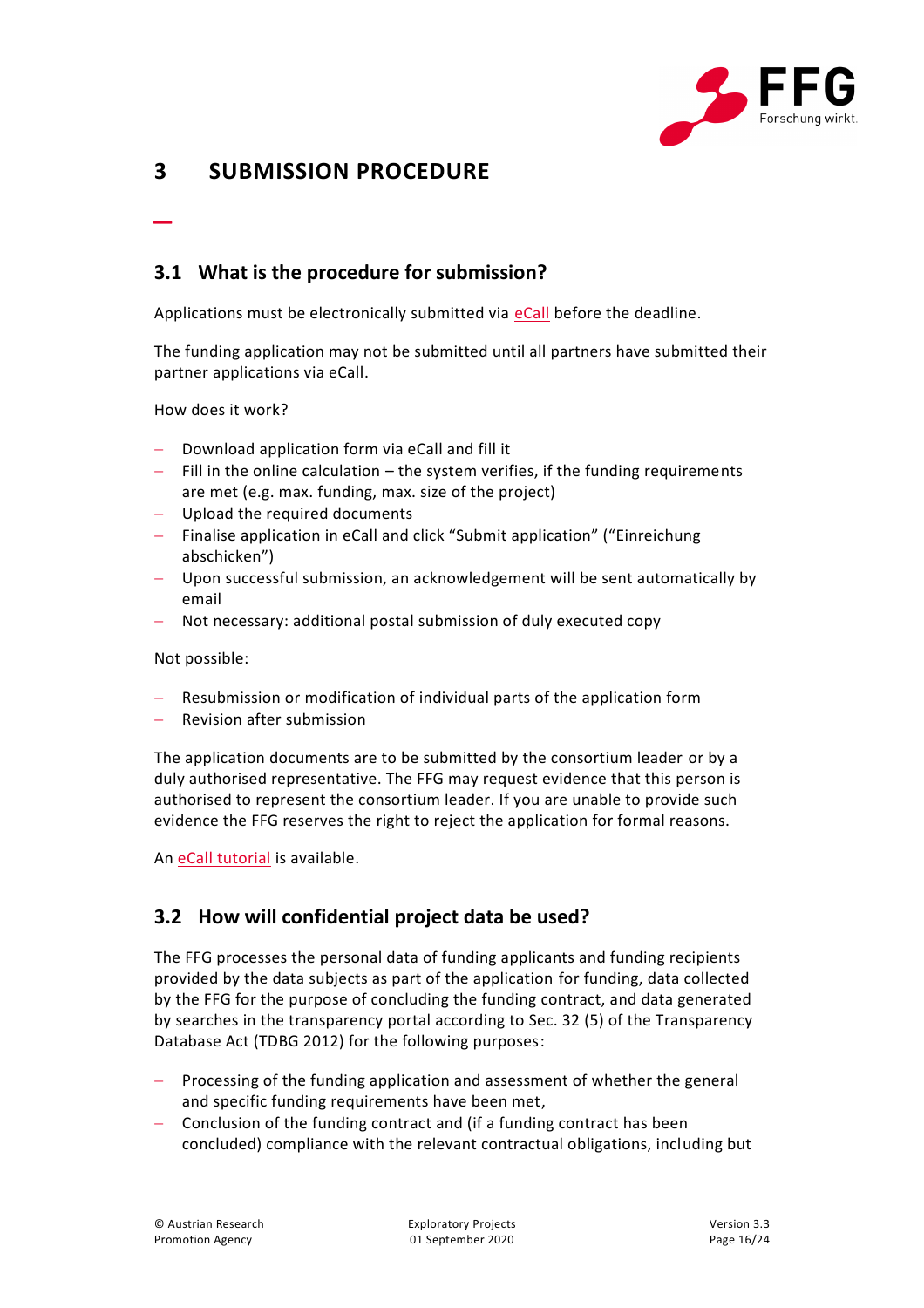# 3 SUBMISSION PROCEDURE

## 3.1 What is the procedure for submission?

Applications must be electronically submitted via eCall before the deadline.

The funding application may not be submitted until all partners have submitted their partner applications via eCall.

How does it work?

- Download application form via eCall and fill it
- Fill in the online calculation – the system verifies, if the funding requirements are met (e.g. max. funding, max. size of the project)
- Upload the required documents
- Finalise application in eCall and click "Submit application" ("Einreichung abschicken")
- Upon successful submission, an acknowledgement will be sent automatically by email
- Not necessary: additional postal submission of duly executed copy

Not possible:

- Resubmission or modification of individual parts of the application form
- Revision after submission

The application documents are to be submitted by the consortium leader or by a duly authorised representative. The FFG may request evidence that this person is authorised to represent the consortium leader. If you are unable to provide such evidence the FFG reserves the right to reject the application for formal reasons.

An eCall tutorial is available.

## 3.2 How will confidential project data be used?

The FFG processes the personal data of funding applicants and funding recipients provided by the data subjects as part of the application for funding, data collected by the FFG for the purpose of concluding the funding contract, and data generated by searches in the transparency portal according to Sec. 32 (5) of the Transparency Database Act (TDBG 2012) for the following purposes:

- Processing of the funding application and assessment of whether the general and specific funding requirements have been met,
- Conclusion of the funding contract and (if a funding contract has been concluded) compliance with the relevant contractual obligations, including but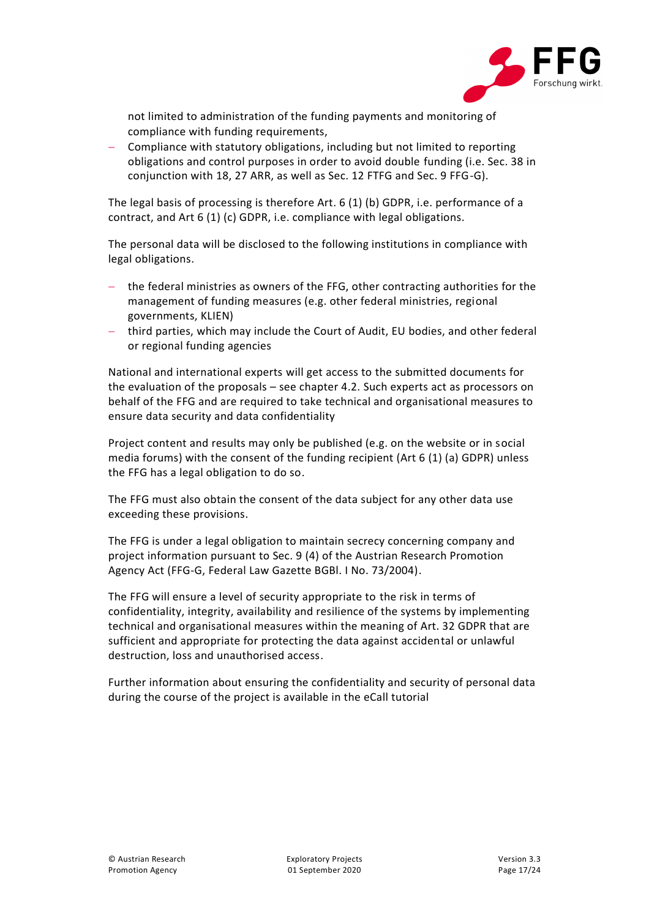not limited to administration of the funding payments and monitoring of compliance with funding requirements,
- Compliance with statutory obligations, including but not limited to reporting obligations and control purposes in order to avoid double funding (i.e. Sec. 38 in conjunction with 18, 27 ARR, as well as Sec. 12 FTFG and Sec. 9 FFG-G).

The legal basis of processing is therefore Art. 6 (1) (b) GDPR, i.e. performance of a contract, and Art 6 (1) (c) GDPR, i.e. compliance with legal obligations.

The personal data will be disclosed to the following institutions in compliance with legal obligations.

- the federal ministries as owners of the FFG, other contracting authorities for the management of funding measures (e.g. other federal ministries, regional governments, KLIEN)
- third parties, which may include the Court of Audit, EU bodies, and other federal or regional funding agencies

National and international experts will get access to the submitted documents for the evaluation of the proposals – see chapter 4.2. Such experts act as processors on behalf of the FFG and are required to take technical and organisational measures to ensure data security and data confidentiality

Project content and results may only be published (e.g. on the website or in social media forums) with the consent of the funding recipient (Art 6 (1) (a) GDPR) unless the FFG has a legal obligation to do so.

The FFG must also obtain the consent of the data subject for any other data use exceeding these provisions.

The FFG is under a legal obligation to maintain secrecy concerning company and project information pursuant to Sec. 9 (4) of the Austrian Research Promotion Agency Act (FFG-G, Federal Law Gazette BGBl. I No. 73/2004).

The FFG will ensure a level of security appropriate to the risk in terms of confidentiality, integrity, availability and resilience of the systems by implementing technical and organisational measures within the meaning of Art. 32 GDPR that are sufficient and appropriate for protecting the data against accidental or unlawful destruction, loss and unauthorised access.

Further information about ensuring the confidentiality and security of personal data during the course of the project is available in the eCall tutorial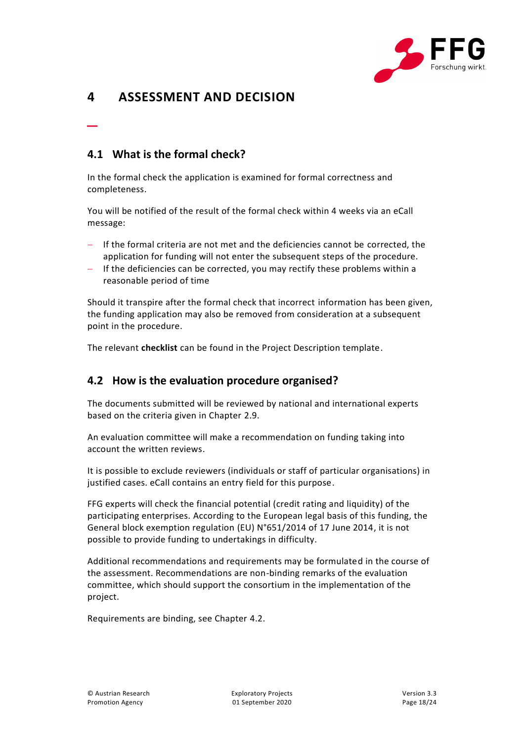# 4 ASSESSMENT AND DECISION

## 4.1 What is the formal check?

In the formal check the application is examined for formal correctness and completeness.

You will be notified of the result of the formal check within 4 weeks via an eCall message:

- If the formal criteria are not met and the deficiencies cannot be corrected, the application for funding will not enter the subsequent steps of the procedure.
- If the deficiencies can be corrected, you may rectify these problems within a reasonable period of time

Should it transpire after the formal check that incorrect information has been given, the funding application may also be removed from consideration at a subsequent point in the procedure.

The relevant **checklist** can be found in the Project Description template.

## 4.2 How is the evaluation procedure organised?

The documents submitted will be reviewed by national and international experts based on the criteria given in Chapter 2.9.

An evaluation committee will make a recommendation on funding taking into account the written reviews.

It is possible to exclude reviewers (individuals or staff of particular organisations) in justified cases. eCall contains an entry field for this purpose.

FFG experts will check the financial potential (credit rating and liquidity) of the participating enterprises. According to the European legal basis of this funding, the General block exemption regulation (EU) N°651/2014 of 17 June 2014, it is not possible to provide funding to undertakings in difficulty.

Additional recommendations and requirements may be formulated in the course of the assessment. Recommendations are non-binding remarks of the evaluation committee, which should support the consortium in the implementation of the project.

Requirements are binding, see Chapter 4.2.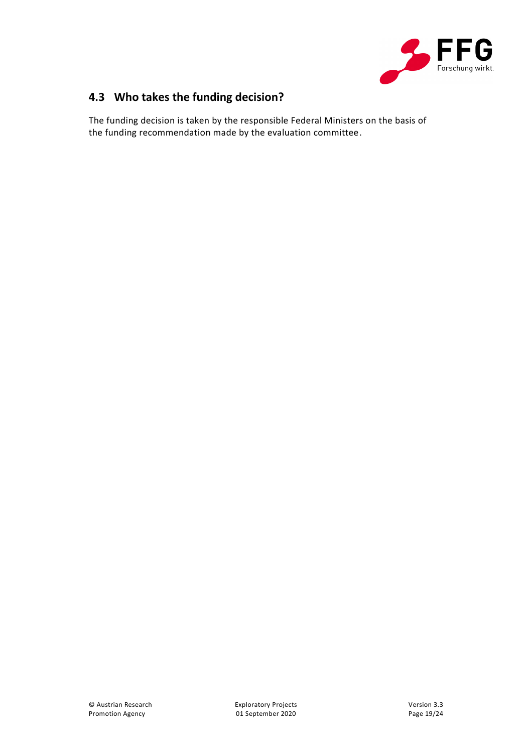## 4.3 Who takes the funding decision?

The funding decision is taken by the responsible Federal Ministers on the basis of the funding recommendation made by the evaluation committee.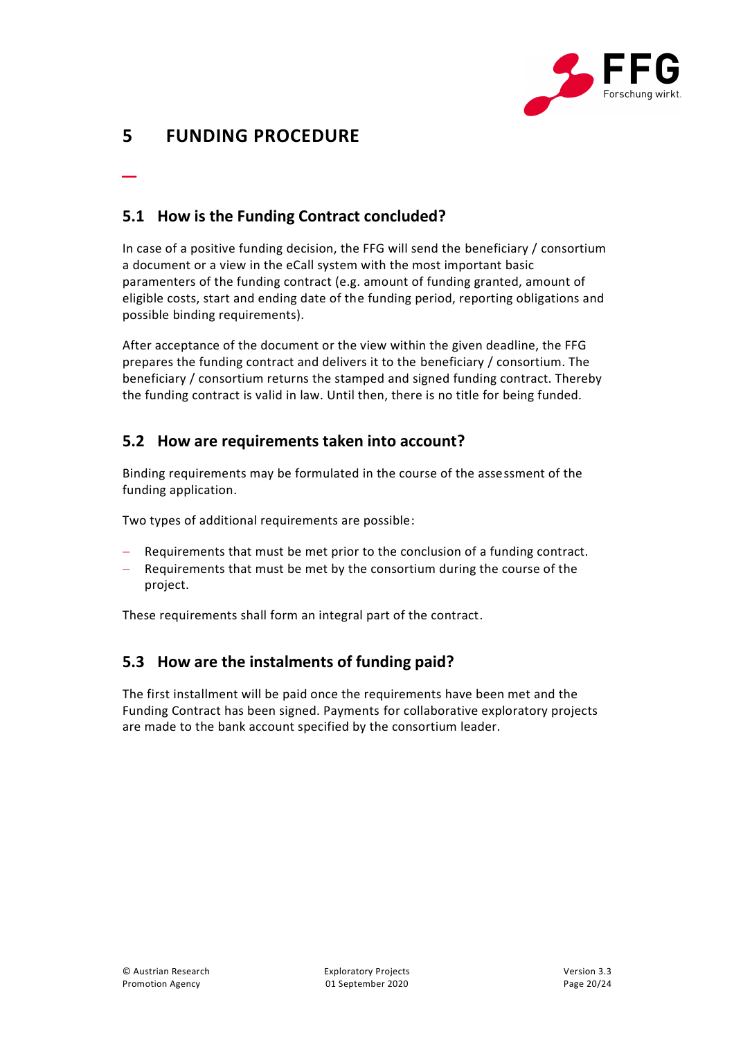# 5 FUNDING PROCEDURE

## 5.1 How is the Funding Contract concluded?

In case of a positive funding decision, the FFG will send the beneficiary / consortium a document or a view in the eCall system with the most important basic paramenters of the funding contract (e.g. amount of funding granted, amount of eligible costs, start and ending date of the funding period, reporting obligations and possible binding requirements).

After acceptance of the document or the view within the given deadline, the FFG prepares the funding contract and delivers it to the beneficiary / consortium. The beneficiary / consortium returns the stamped and signed funding contract. Thereby the funding contract is valid in law. Until then, there is no title for being funded.

## 5.2 How are requirements taken into account?

Binding requirements may be formulated in the course of the assessment of the funding application.

Two types of additional requirements are possible:

- Requirements that must be met prior to the conclusion of a funding contract.
- Requirements that must be met by the consortium during the course of the project.

These requirements shall form an integral part of the contract.

## 5.3 How are the instalments of funding paid?

The first installment will be paid once the requirements have been met and the Funding Contract has been signed. Payments for collaborative exploratory projects are made to the bank account specified by the consortium leader.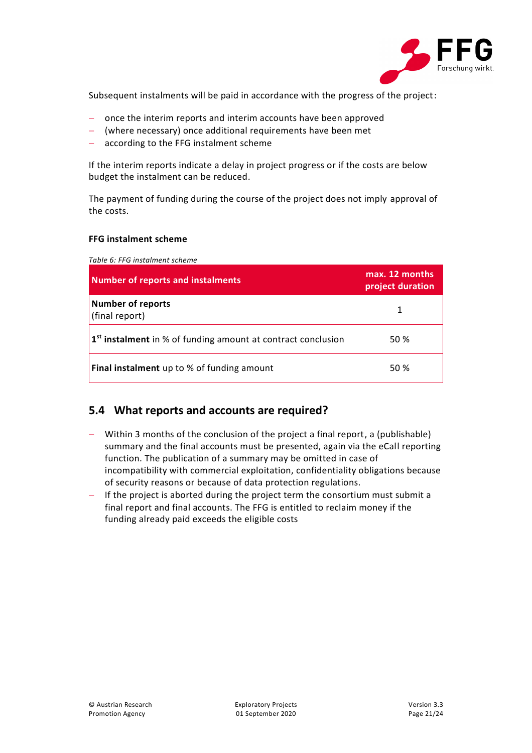Subsequent instalments will be paid in accordance with the progress of the project:

- once the interim reports and interim accounts have been approved
- (where necessary) once additional requirements have been met
- according to the FFG instalment scheme

If the interim reports indicate a delay in project progress or if the costs are below budget the instalment can be reduced.

The payment of funding during the course of the project does not imply approval of the costs.

**FFG instalment scheme**

*Table 6: FFG instalment scheme*

| Number of reports and instalments | max. 12 months project duration |
|---|---|
| **Number of reports** (final report) | 1 |
| **1st instalment** in % of funding amount at contract conclusion | 50 % |
| **Final instalment** up to % of funding amount | 50 % |

## 5.4 What reports and accounts are required?

- Within 3 months of the conclusion of the project a final report, a (publishable) summary and the final accounts must be presented, again via the eCall reporting function. The publication of a summary may be omitted in case of incompatibility with commercial exploitation, confidentiality obligations because of security reasons or because of data protection regulations.
- If the project is aborted during the project term the consortium must submit a final report and final accounts. The FFG is entitled to reclaim money if the funding already paid exceeds the eligible costs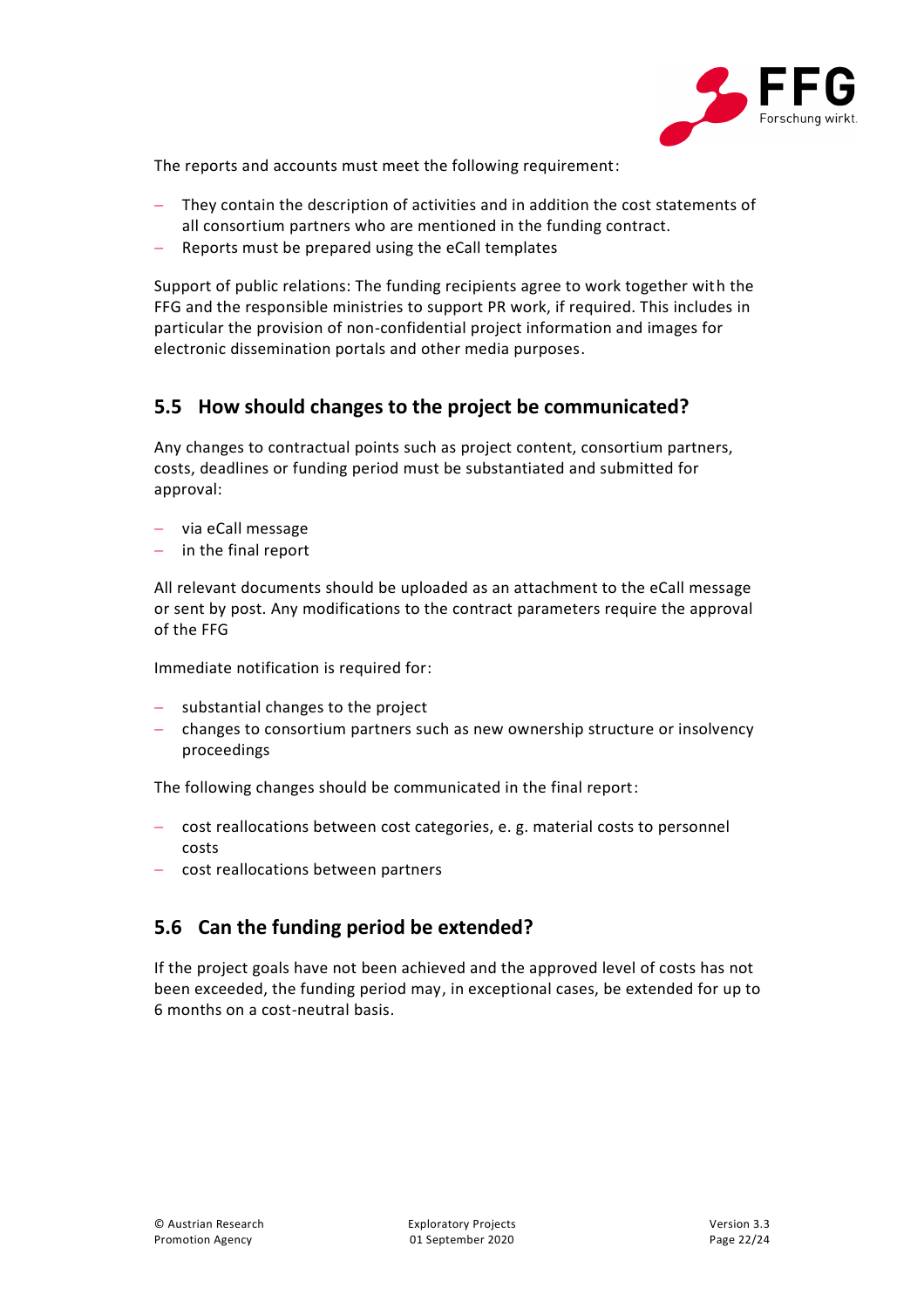The reports and accounts must meet the following requirement:

- They contain the description of activities and in addition the cost statements of all consortium partners who are mentioned in the funding contract.
- Reports must be prepared using the eCall templates

Support of public relations: The funding recipients agree to work together with the FFG and the responsible ministries to support PR work, if required. This includes in particular the provision of non-confidential project information and images for electronic dissemination portals and other media purposes.

## 5.5 How should changes to the project be communicated?

Any changes to contractual points such as project content, consortium partners, costs, deadlines or funding period must be substantiated and submitted for approval:

- via eCall message
- in the final report

All relevant documents should be uploaded as an attachment to the eCall message or sent by post. Any modifications to the contract parameters require the approval of the FFG

Immediate notification is required for:

- substantial changes to the project
- changes to consortium partners such as new ownership structure or insolvency proceedings

The following changes should be communicated in the final report:

- cost reallocations between cost categories, e. g. material costs to personnel costs
- cost reallocations between partners

## 5.6 Can the funding period be extended?

If the project goals have not been achieved and the approved level of costs has not been exceeded, the funding period may, in exceptional cases, be extended for up to 6 months on a cost-neutral basis.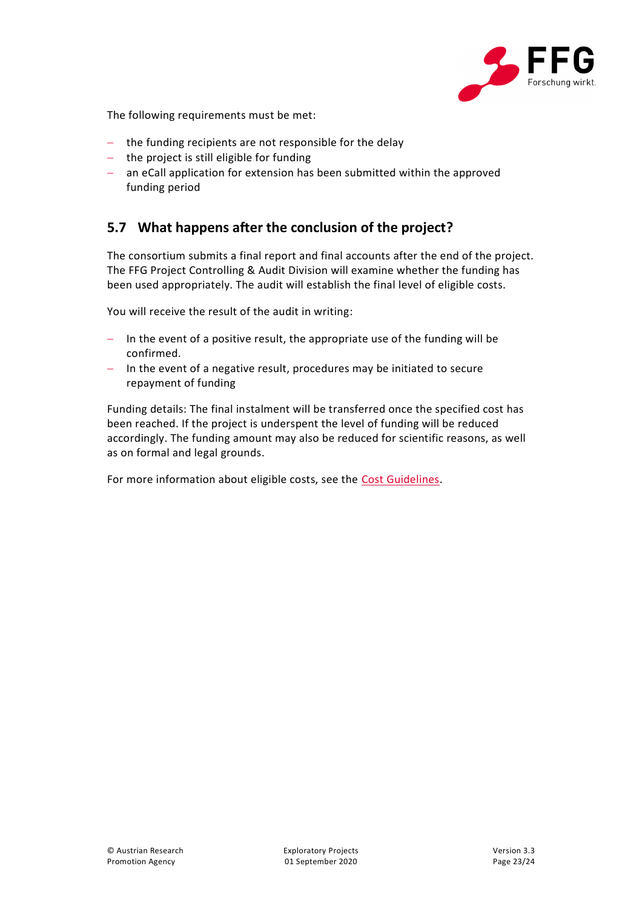The following requirements must be met:

- the funding recipients are not responsible for the delay
- the project is still eligible for funding
- an eCall application for extension has been submitted within the approved funding period

## 5.7 What happens after the conclusion of the project?

The consortium submits a final report and final accounts after the end of the project. The FFG Project Controlling & Audit Division will examine whether the funding has been used appropriately. The audit will establish the final level of eligible costs.

You will receive the result of the audit in writing:

- In the event of a positive result, the appropriate use of the funding will be confirmed.
- In the event of a negative result, procedures may be initiated to secure repayment of funding

Funding details: The final instalment will be transferred once the specified cost has been reached. If the project is underspent the level of funding will be reduced accordingly. The funding amount may also be reduced for scientific reasons, as well as on formal and legal grounds.

For more information about eligible costs, see the Cost Guidelines.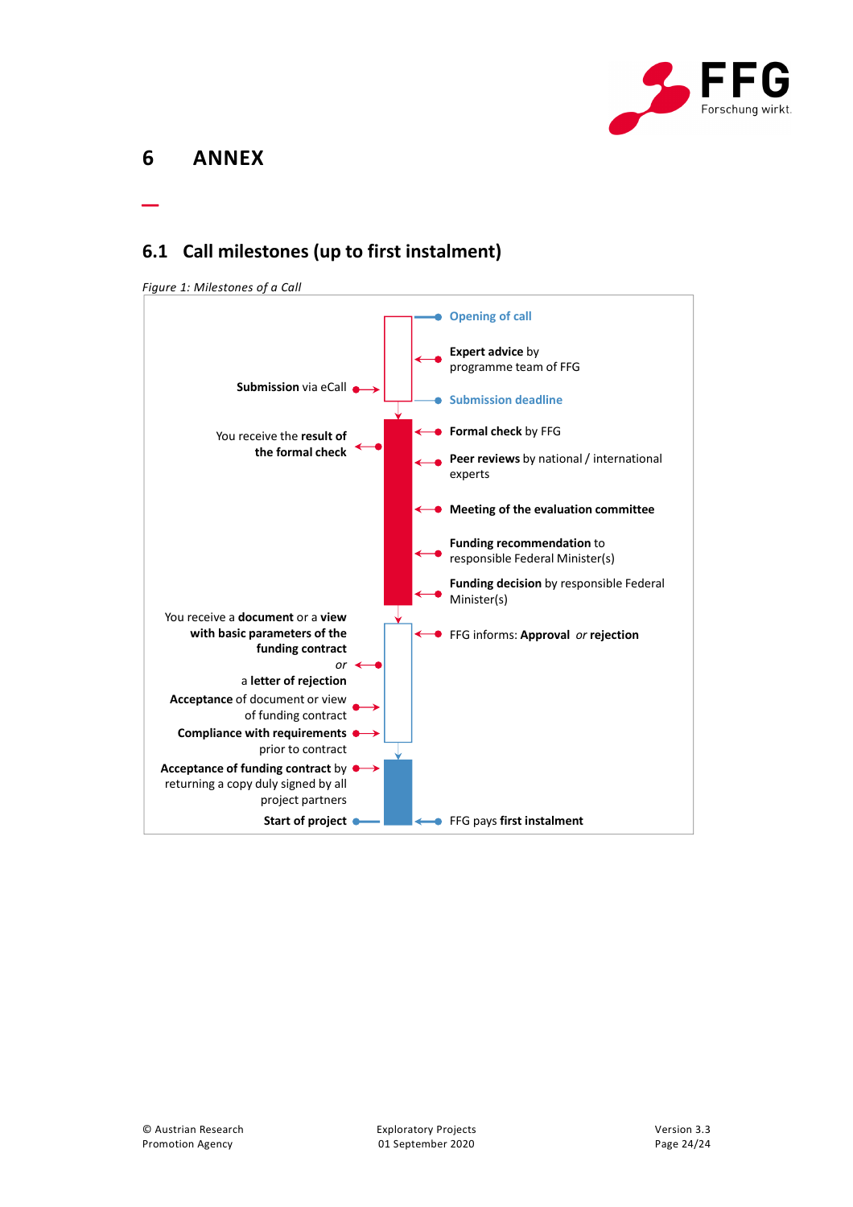# 6 ANNEX

## 6.1 Call milestones (up to first instalment)

*Figure 1: Milestones of a Call*

**Opening of call**

**Expert advice** by programme team of FFG

**Submission** via eCall

**Submission deadline**

**Formal check** by FFG

You receive the **result of the formal check**

**Peer reviews** by national / international experts

**Meeting of the evaluation committee**

**Funding recommendation** to responsible Federal Minister(s)

**Funding decision** by responsible Federal Minister(s)

FFG informs: **Approval** *or* **rejection**

You receive a **document** or a **view with basic parameters of the funding contract**
*or*
a **letter of rejection**

**Acceptance** of document or view of funding contract

**Compliance with requirements** prior to contract

**Acceptance of funding contract** by returning a copy duly signed by all project partners

**Start of project**

FFG pays **first instalment**